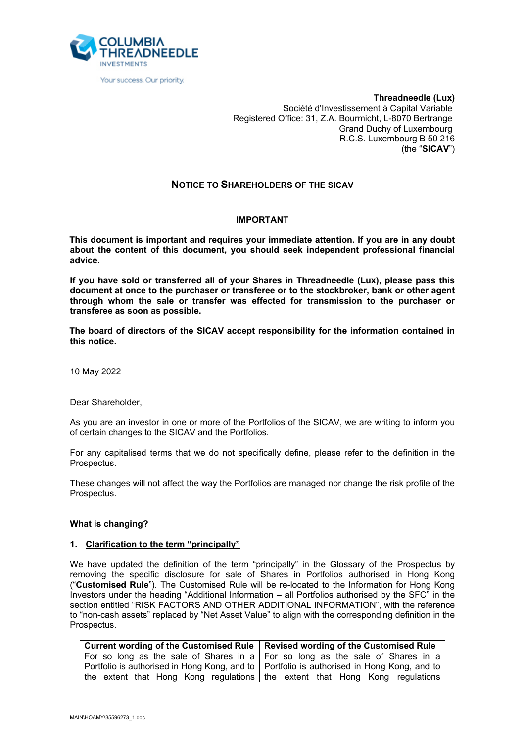COLUMBIA THREADNEEDLE INVESTMENTS

Your success. Our priority.

**Threadneedle (Lux)**
Société d'Investissement à Capital Variable
Registered Office: 31, Z.A. Bourmicht, L-8070 Bertrange
Grand Duchy of Luxembourg
R.C.S. Luxembourg B 50 216
(the "**SICAV**")

## NOTICE TO SHAREHOLDERS OF THE SICAV

### IMPORTANT

**This document is important and requires your immediate attention. If you are in any doubt about the content of this document, you should seek independent professional financial advice.**

**If you have sold or transferred all of your Shares in Threadneedle (Lux), please pass this document at once to the purchaser or transferee or to the stockbroker, bank or other agent through whom the sale or transfer was effected for transmission to the purchaser or transferee as soon as possible.**

**The board of directors of the SICAV accept responsibility for the information contained in this notice.**

10 May 2022

Dear Shareholder,

As you are an investor in one or more of the Portfolios of the SICAV, we are writing to inform you of certain changes to the SICAV and the Portfolios.

For any capitalised terms that we do not specifically define, please refer to the definition in the Prospectus.

These changes will not affect the way the Portfolios are managed nor change the risk profile of the Prospectus.

**What is changing?**

**1. Clarification to the term "principally"**

We have updated the definition of the term "principally" in the Glossary of the Prospectus by removing the specific disclosure for sale of Shares in Portfolios authorised in Hong Kong ("**Customised Rule**"). The Customised Rule will be re-located to the Information for Hong Kong Investors under the heading "Additional Information – all Portfolios authorised by the SFC" in the section entitled "RISK FACTORS AND OTHER ADDITIONAL INFORMATION", with the reference to "non-cash assets" replaced by "Net Asset Value" to align with the corresponding definition in the Prospectus.

| Current wording of the Customised Rule | Revised wording of the Customised Rule |
|---|---|
| For so long as the sale of Shares in a Portfolio is authorised in Hong Kong, and to the extent that Hong Kong regulations | For so long as the sale of Shares in a Portfolio is authorised in Hong Kong, and to the extent that Hong Kong regulations |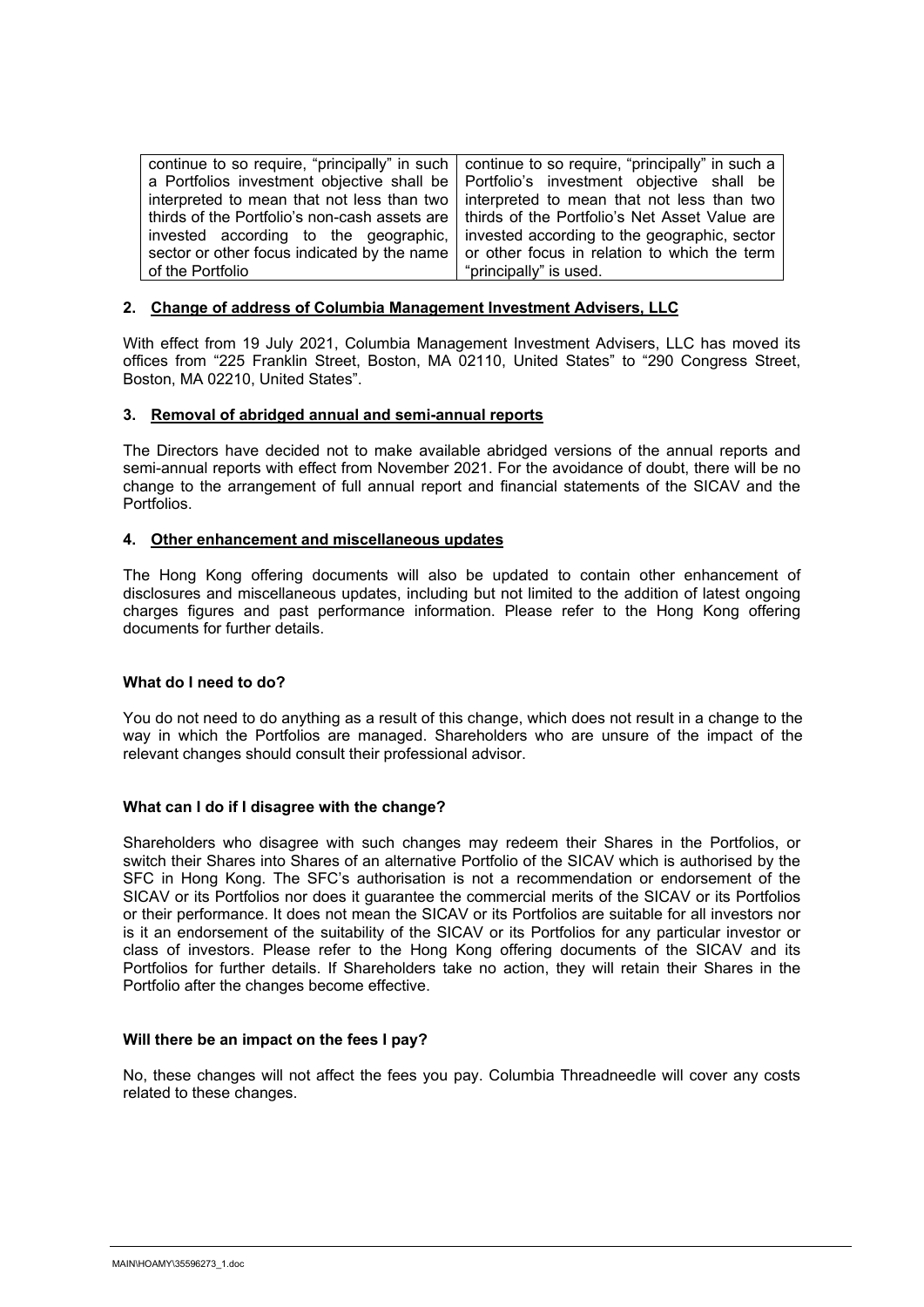| | |
|---|---|
| continue to so require, "principally" in such a Portfolios investment objective shall be interpreted to mean that not less than two thirds of the Portfolio's non-cash assets are invested according to the geographic, sector or other focus indicated by the name of the Portfolio | continue to so require, "principally" in such a Portfolio's investment objective shall be interpreted to mean that not less than two thirds of the Portfolio's Net Asset Value are invested according to the geographic, sector or other focus in relation to which the term "principally" is used. |

**2. Change of address of Columbia Management Investment Advisers, LLC**

With effect from 19 July 2021, Columbia Management Investment Advisers, LLC has moved its offices from "225 Franklin Street, Boston, MA 02110, United States" to "290 Congress Street, Boston, MA 02210, United States".

**3. Removal of abridged annual and semi-annual reports**

The Directors have decided not to make available abridged versions of the annual reports and semi-annual reports with effect from November 2021. For the avoidance of doubt, there will be no change to the arrangement of full annual report and financial statements of the SICAV and the Portfolios.

**4. Other enhancement and miscellaneous updates**

The Hong Kong offering documents will also be updated to contain other enhancement of disclosures and miscellaneous updates, including but not limited to the addition of latest ongoing charges figures and past performance information. Please refer to the Hong Kong offering documents for further details.

**What do I need to do?**

You do not need to do anything as a result of this change, which does not result in a change to the way in which the Portfolios are managed. Shareholders who are unsure of the impact of the relevant changes should consult their professional advisor.

**What can I do if I disagree with the change?**

Shareholders who disagree with such changes may redeem their Shares in the Portfolios, or switch their Shares into Shares of an alternative Portfolio of the SICAV which is authorised by the SFC in Hong Kong. The SFC's authorisation is not a recommendation or endorsement of the SICAV or its Portfolios nor does it guarantee the commercial merits of the SICAV or its Portfolios or their performance. It does not mean the SICAV or its Portfolios are suitable for all investors nor is it an endorsement of the suitability of the SICAV or its Portfolios for any particular investor or class of investors. Please refer to the Hong Kong offering documents of the SICAV and its Portfolios for further details. If Shareholders take no action, they will retain their Shares in the Portfolio after the changes become effective.

**Will there be an impact on the fees I pay?**

No, these changes will not affect the fees you pay. Columbia Threadneedle will cover any costs related to these changes.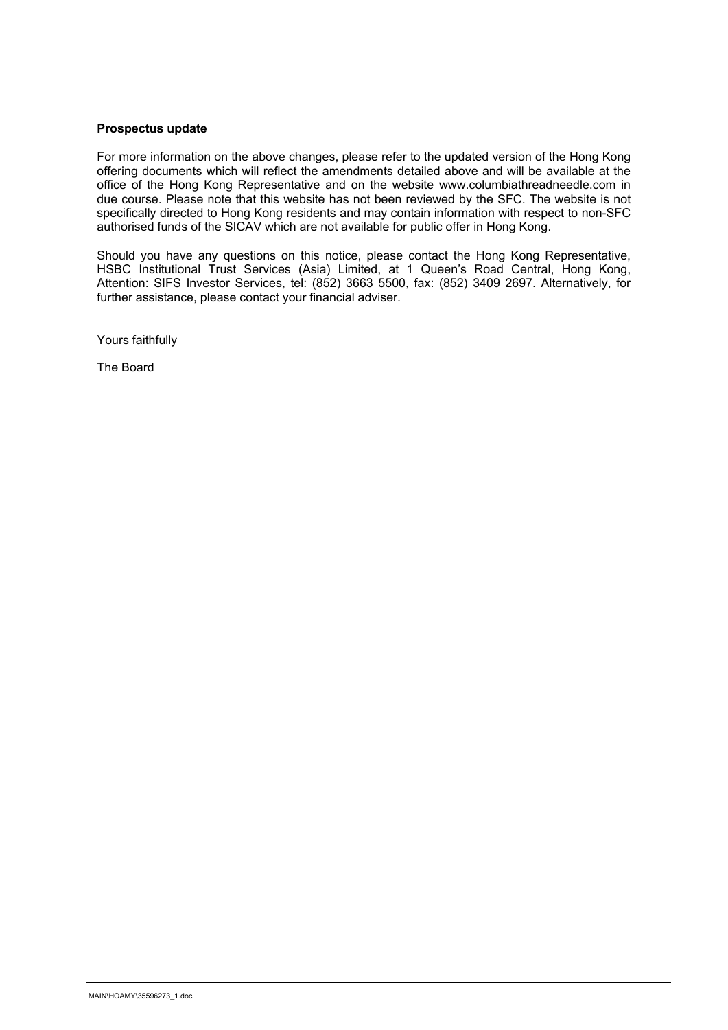**Prospectus update**

For more information on the above changes, please refer to the updated version of the Hong Kong offering documents which will reflect the amendments detailed above and will be available at the office of the Hong Kong Representative and on the website www.columbiathreadneedle.com in due course. Please note that this website has not been reviewed by the SFC. The website is not specifically directed to Hong Kong residents and may contain information with respect to non-SFC authorised funds of the SICAV which are not available for public offer in Hong Kong.

Should you have any questions on this notice, please contact the Hong Kong Representative, HSBC Institutional Trust Services (Asia) Limited, at 1 Queen's Road Central, Hong Kong, Attention: SIFS Investor Services, tel: (852) 3663 5500, fax: (852) 3409 2697. Alternatively, for further assistance, please contact your financial adviser.

Yours faithfully

The Board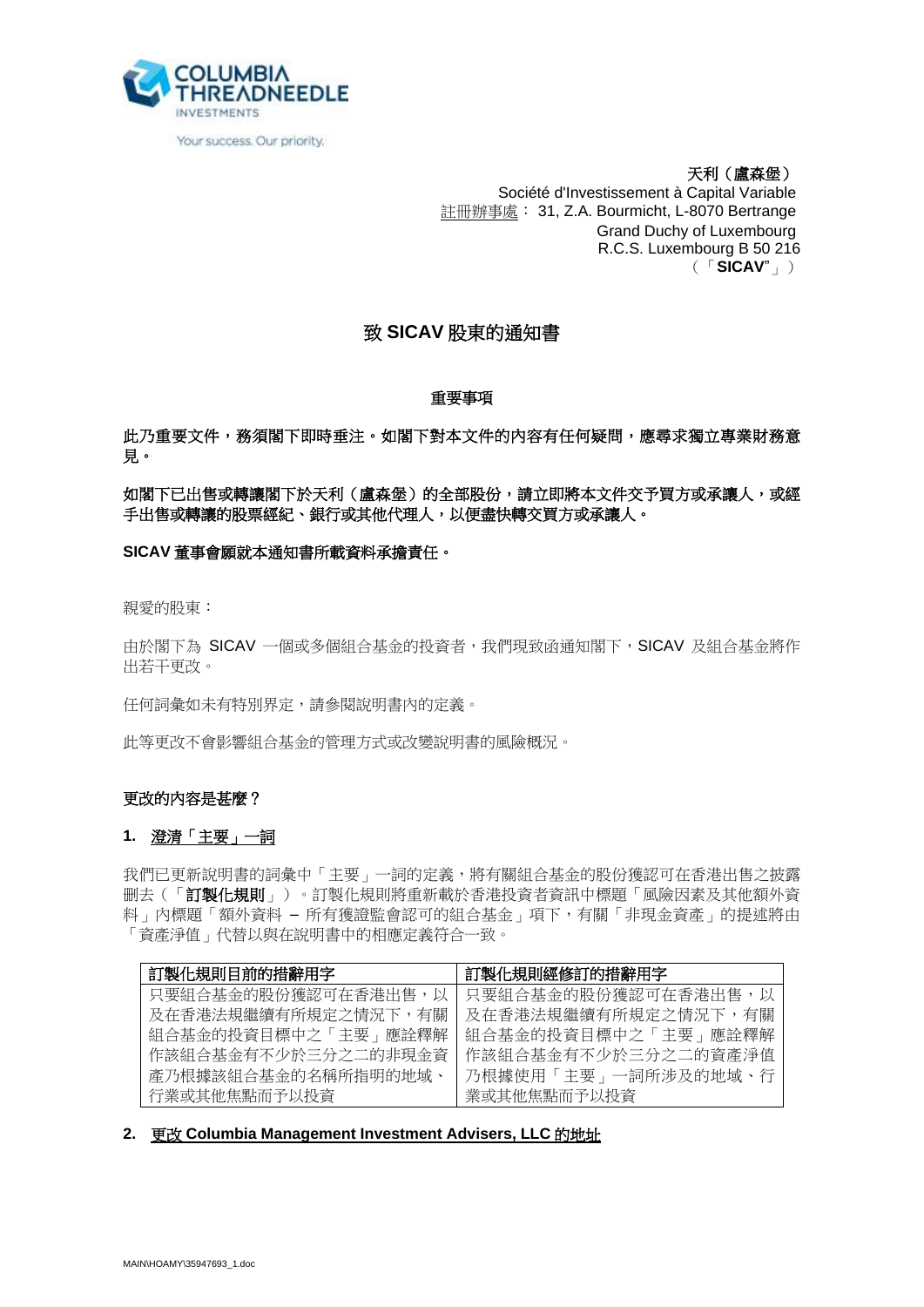天利（盧森堡）
Société d'Investissement à Capital Variable
註冊辦事處： 31, Z.A. Bourmicht, L-8070 Bertrange
Grand Duchy of Luxembourg
R.C.S. Luxembourg B 50 216
（「**SICAV**"」）

# 致 SICAV 股東的通知書

**重要事項**

**此乃重要文件，務須閣下即時垂注。如閣下對本文件的內容有任何疑問，應尋求獨立專業財務意見。**

**如閣下已出售或轉讓閣下於天利（盧森堡）的全部股份，請立即將本文件交予買方或承讓人，或經手出售或轉讓的股票經紀、銀行或其他代理人，以便盡快轉交買方或承讓人。**

**SICAV 董事會願就本通知書所載資料承擔責任。**

親愛的股東：

由於閣下為 SICAV 一個或多個組合基金的投資者，我們現致函通知閣下，SICAV 及組合基金將作出若干更改。

任何詞彙如未有特別界定，請參閱說明書內的定義。

此等更改不會影響組合基金的管理方式或改變說明書的風險概況。

## 更改的內容是甚麼？

### 1. 澄清「主要」一詞

我們已更新說明書的詞彙中「主要」一詞的定義，將有關組合基金的股份獲認可在香港出售之披露刪去（「**訂製化規則**」）。訂製化規則將重新載於香港投資者資訊中標題「風險因素及其他額外資料」內標題「額外資料 – 所有獲證監會認可的組合基金」項下，有關「非現金資產」的提述將由「資產淨值」代替以與在說明書中的相應定義符合一致。

| 訂製化規則目前的措辭用字 | 訂製化規則經修訂的措辭用字 |
| --- | --- |
| 只要組合基金的股份獲認可在香港出售，以及在香港法規繼續有所規定之情況下，有關組合基金的投資目標中之「主要」應詮釋解作該組合基金有不少於三分之二的非現金資產乃根據該組合基金的名稱所指明的地域、行業或其他焦點而予以投資 | 只要組合基金的股份獲認可在香港出售，以及在香港法規繼續有所規定之情況下，有關組合基金的投資目標中之「主要」應詮釋解作該組合基金有不少於三分之二的資產淨值乃根據使用「主要」一詞所涉及的地域、行業或其他焦點而予以投資 |

### 2. 更改 Columbia Management Investment Advisers, LLC 的地址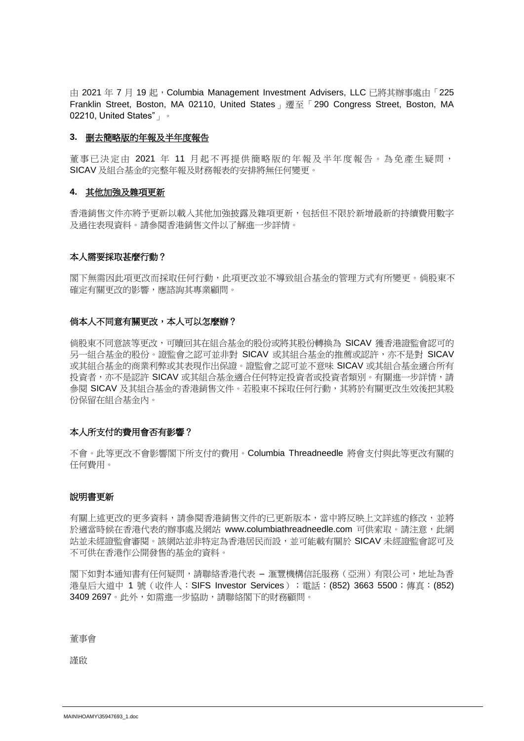由 2021 年 7 月 19 起，Columbia Management Investment Advisers, LLC 已將其辦事處由「225 Franklin Street, Boston, MA 02110, United States」遷至「290 Congress Street, Boston, MA 02210, United States"」。

**3. 刪去簡略版的年報及半年度報告**

董事已決定由 2021 年 11 月起不再提供簡略版的年報及半年度報告。為免產生疑問，SICAV 及組合基金的完整年報及財務報表的安排將無任何變更。

**4. 其他加強及雜項更新**

香港銷售文件亦將予更新以載入其他加強披露及雜項更新，包括但不限於新增最新的持續費用數字及過往表現資料。請參閱香港銷售文件以了解進一步詳情。

**本人需要採取甚麼行動？**

閣下無需因此項更改而採取任何行動，此項更改並不導致組合基金的管理方式有所變更。倘股東不確定有關更改的影響，應諮詢其專業顧問。

**倘本人不同意有關更改，本人可以怎麼辦？**

倘股東不同意該等更改，可贖回其在組合基金的股份或將其股份轉換為 SICAV 獲香港證監會認可的另一組合基金的股份。證監會之認可並非對 SICAV 或其組合基金的推薦或認許，亦不是對 SICAV 或其組合基金的商業利弊或其表現作出保證。證監會之認可並不意味 SICAV 或其組合基金適合所有投資者，亦不是認許 SICAV 或其組合基金適合任何特定投資者或投資者類別。有關進一步詳情，請參閱 SICAV 及其組合基金的香港銷售文件。若股東不採取任何行動，其將於有關更改生效後把其股份保留在組合基金內。

**本人所支付的費用會否有影響？**

不會。此等更改不會影響閣下所支付的費用。Columbia Threadneedle 將會支付與此等更改有關的任何費用。

**說明書更新**

有關上述更改的更多資料，請參閱香港銷售文件的已更新版本，當中將反映上文詳述的修改，並將於適當時候在香港代表的辦事處及網站 www.columbiathreadneedle.com 可供索取。請注意，此網站並未經證監會審閱。該網站並非特定為香港居民而設，並可能載有關於 SICAV 未經證監會認可及不可供在香港作公開發售的基金的資料。

閣下如對本通知書有任何疑問，請聯絡香港代表 – 滙豐機構信託服務（亞洲）有限公司，地址為香港皇后大道中 1 號（收件人：SIFS Investor Services）；電話：(852) 3663 5500；傳真：(852) 3409 2697。此外，如需進一步協助，請聯絡閣下的財務顧問。

董事會

謹啟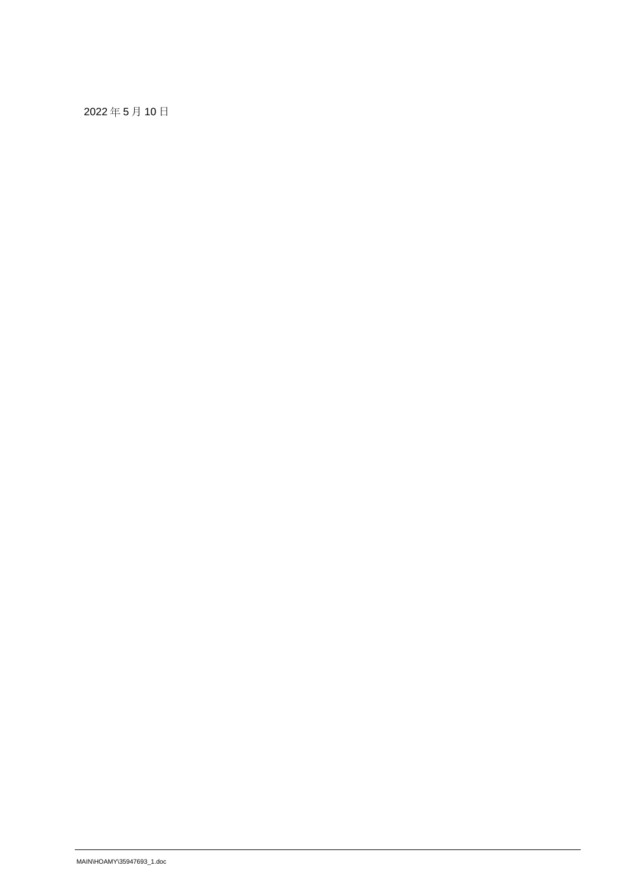2022年5月10日